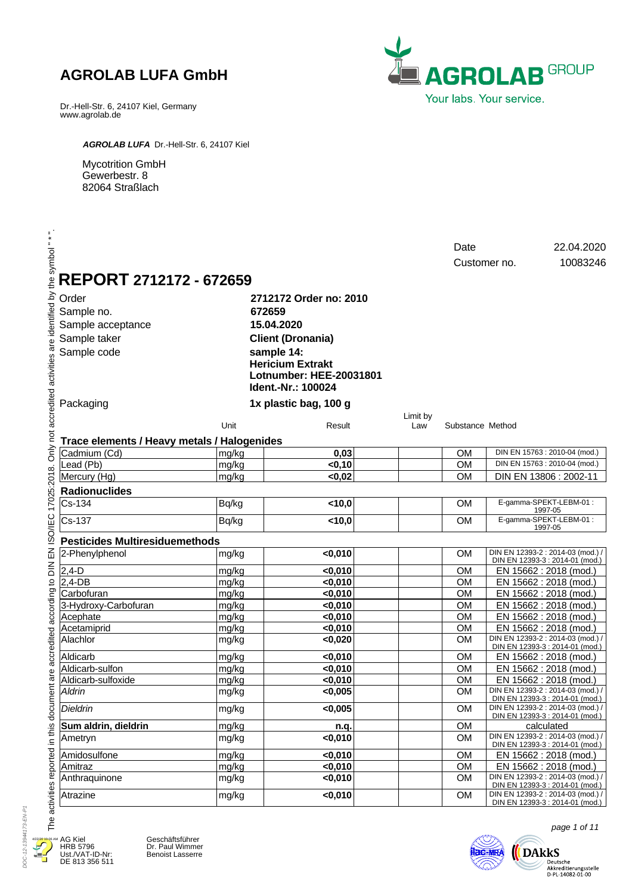# AGROLAB LUFA GmbH

Dr.-Hell-Str. 6, 24107 Kiel, Germany
www.agrolab.de

**AGROLAB GROUP**
Your labs. Your service.

***AGROLAB LUFA*** Dr.-Hell-Str. 6, 24107 Kiel

Mycotrition GmbH
Gewerbestr. 8
82064 Straßlach

Date 22.04.2020
Customer no. 10083246

The activities reported in this document are accredited according to DIN EN ISO/IEC 17025:2018. Only not accredited activities are identified by the symbol " * ".

# REPORT 2712172 - 672659

| | |
|---|---|
| Order | **2712172 Order no: 2010** |
| Sample no. | **672659** |
| Sample acceptance | **15.04.2020** |
| Sample taker | **Client (Dronania)** |
| Sample code | **sample 14: Hericium Extrakt Lotnumber: HEE-20031801 Ident.-Nr.: 100024** |
| Packaging | **1x plastic bag, 100 g** |

| | Unit | Result | Limit by Law | Substance | Method |
|---|---|---|---|---|---|
| **Trace elements / Heavy metals / Halogenides** | | | | | |
| Cadmium (Cd) | mg/kg | **0,03** | | OM | DIN EN 15763 : 2010-04 (mod.) |
| Lead (Pb) | mg/kg | **<0,10** | | OM | DIN EN 15763 : 2010-04 (mod.) |
| Mercury (Hg) | mg/kg | **<0,02** | | OM | DIN EN 13806 : 2002-11 |
| **Radionuclides** | | | | | |
| Cs-134 | Bq/kg | **<10,0** | | OM | E-gamma-SPEKT-LEBM-01 : 1997-05 |
| Cs-137 | Bq/kg | **<10,0** | | OM | E-gamma-SPEKT-LEBM-01 : 1997-05 |
| **Pesticides Multiresiduemethods** | | | | | |
| 2-Phenylphenol | mg/kg | **<0,010** | | OM | DIN EN 12393-2 : 2014-03 (mod.) / DIN EN 12393-3 : 2014-01 (mod.) |
| 2,4-D | mg/kg | **<0,010** | | OM | EN 15662 : 2018 (mod.) |
| 2,4-DB | mg/kg | **<0,010** | | OM | EN 15662 : 2018 (mod.) |
| Carbofuran | mg/kg | **<0,010** | | OM | EN 15662 : 2018 (mod.) |
| 3-Hydroxy-Carbofuran | mg/kg | **<0,010** | | OM | EN 15662 : 2018 (mod.) |
| Acephate | mg/kg | **<0,010** | | OM | EN 15662 : 2018 (mod.) |
| Acetamiprid | mg/kg | **<0,010** | | OM | EN 15662 : 2018 (mod.) |
| Alachlor | mg/kg | **<0,020** | | OM | DIN EN 12393-2 : 2014-03 (mod.) / DIN EN 12393-3 : 2014-01 (mod.) |
| Aldicarb | mg/kg | **<0,010** | | OM | EN 15662 : 2018 (mod.) |
| Aldicarb-sulfon | mg/kg | **<0,010** | | OM | EN 15662 : 2018 (mod.) |
| Aldicarb-sulfoxide | mg/kg | **<0,010** | | OM | EN 15662 : 2018 (mod.) |
| *Aldrin* | mg/kg | **<0,005** | | OM | DIN EN 12393-2 : 2014-03 (mod.) / DIN EN 12393-3 : 2014-01 (mod.) |
| *Dieldrin* | mg/kg | **<0,005** | | OM | DIN EN 12393-2 : 2014-03 (mod.) / DIN EN 12393-3 : 2014-01 (mod.) |
| **Sum aldrin, dieldrin** | mg/kg | **n.q.** | | OM | calculated |
| Ametryn | mg/kg | **<0,010** | | OM | DIN EN 12393-2 : 2014-03 (mod.) / DIN EN 12393-3 : 2014-01 (mod.) |
| Amidosulfone | mg/kg | **<0,010** | | OM | EN 15662 : 2018 (mod.) |
| Amitraz | mg/kg | **<0,010** | | OM | EN 15662 : 2018 (mod.) |
| Anthraquinone | mg/kg | **<0,010** | | OM | DIN EN 12393-2 : 2014-03 (mod.) / DIN EN 12393-3 : 2014-01 (mod.) |
| Atrazine | mg/kg | **<0,010** | | OM | DIN EN 12393-2 : 2014-03 (mod.) / DIN EN 12393-3 : 2014-01 (mod.) |

AG Kiel
HRB 5796
Ust./VAT-ID-Nr:
DE 813 356 511

Geschäftsführer
Dr. Paul Wimmer
Benoist Lasserre

DAkkS Deutsche Akkreditierungsstelle D-PL-14082-01-00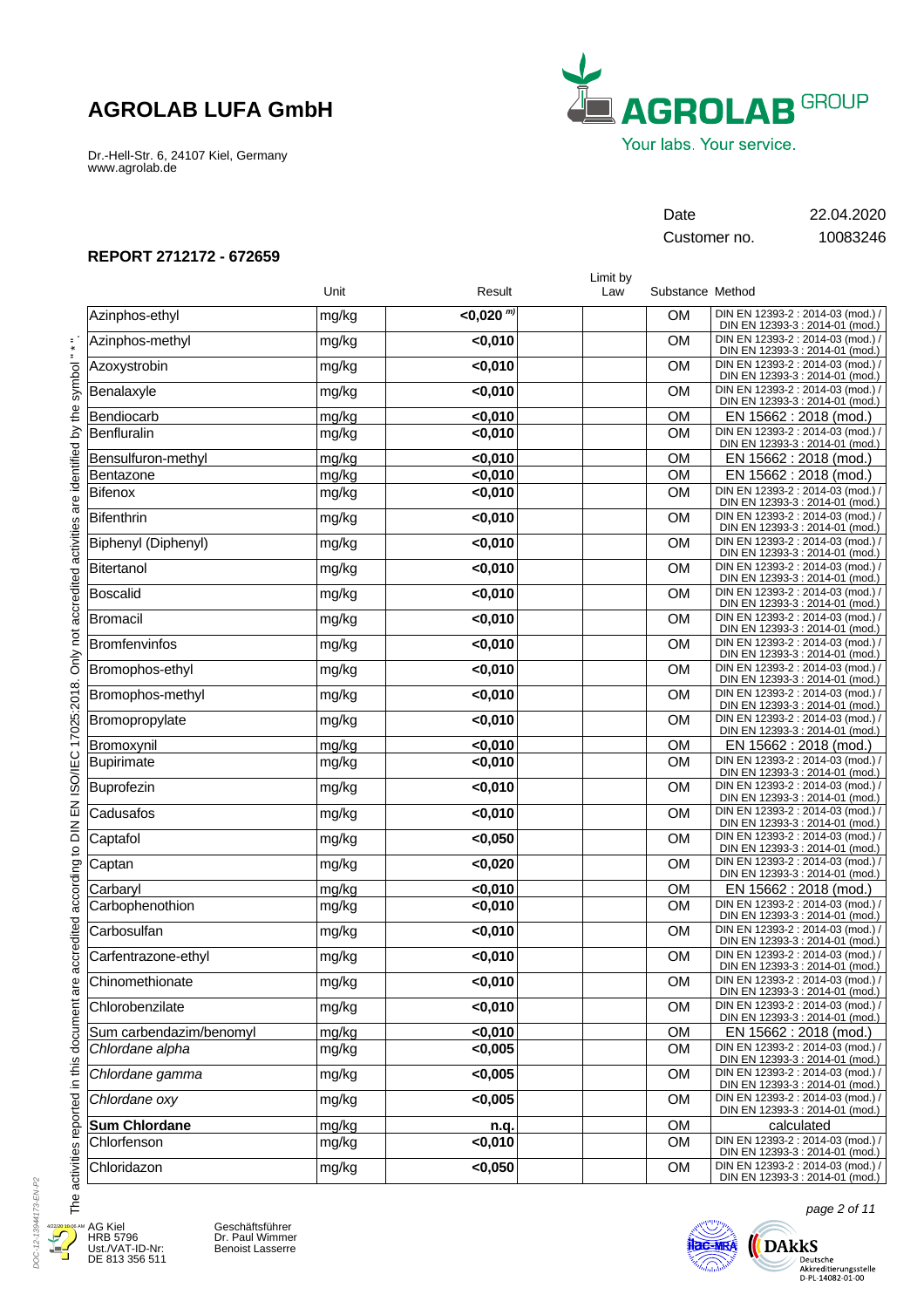## AGROLAB LUFA GmbH

Dr.-Hell-Str. 6, 24107 Kiel, Germany
www.agrolab.de

| Date | 22.04.2020 |
|---|---|
| Customer no. | 10083246 |

**REPORT 2712172 - 672659**

| | Unit | Result | Limit by Law | Substance | Method |
|---|---|---|---|---|---|
| Azinphos-ethyl | mg/kg | **<0,020** m) | | OM | DIN EN 12393-2 : 2014-03 (mod.) / DIN EN 12393-3 : 2014-01 (mod.) |
| Azinphos-methyl | mg/kg | **<0,010** | | OM | DIN EN 12393-2 : 2014-03 (mod.) / DIN EN 12393-3 : 2014-01 (mod.) |
| Azoxystrobin | mg/kg | **<0,010** | | OM | DIN EN 12393-2 : 2014-03 (mod.) / DIN EN 12393-3 : 2014-01 (mod.) |
| Benalaxyle | mg/kg | **<0,010** | | OM | DIN EN 12393-2 : 2014-03 (mod.) / DIN EN 12393-3 : 2014-01 (mod.) |
| Bendiocarb | mg/kg | **<0,010** | | OM | EN 15662 : 2018 (mod.) |
| Benfluralin | mg/kg | **<0,010** | | OM | DIN EN 12393-2 : 2014-03 (mod.) / DIN EN 12393-3 : 2014-01 (mod.) |
| Bensulfuron-methyl | mg/kg | **<0,010** | | OM | EN 15662 : 2018 (mod.) |
| Bentazone | mg/kg | **<0,010** | | OM | EN 15662 : 2018 (mod.) |
| Bifenox | mg/kg | **<0,010** | | OM | DIN EN 12393-2 : 2014-03 (mod.) / DIN EN 12393-3 : 2014-01 (mod.) |
| Bifenthrin | mg/kg | **<0,010** | | OM | DIN EN 12393-2 : 2014-03 (mod.) / DIN EN 12393-3 : 2014-01 (mod.) |
| Biphenyl (Diphenyl) | mg/kg | **<0,010** | | OM | DIN EN 12393-2 : 2014-03 (mod.) / DIN EN 12393-3 : 2014-01 (mod.) |
| Bitertanol | mg/kg | **<0,010** | | OM | DIN EN 12393-2 : 2014-03 (mod.) / DIN EN 12393-3 : 2014-01 (mod.) |
| Boscalid | mg/kg | **<0,010** | | OM | DIN EN 12393-2 : 2014-03 (mod.) / DIN EN 12393-3 : 2014-01 (mod.) |
| Bromacil | mg/kg | **<0,010** | | OM | DIN EN 12393-2 : 2014-03 (mod.) / DIN EN 12393-3 : 2014-01 (mod.) |
| Bromfenvinfos | mg/kg | **<0,010** | | OM | DIN EN 12393-2 : 2014-03 (mod.) / DIN EN 12393-3 : 2014-01 (mod.) |
| Bromophos-ethyl | mg/kg | **<0,010** | | OM | DIN EN 12393-2 : 2014-03 (mod.) / DIN EN 12393-3 : 2014-01 (mod.) |
| Bromophos-methyl | mg/kg | **<0,010** | | OM | DIN EN 12393-2 : 2014-03 (mod.) / DIN EN 12393-3 : 2014-01 (mod.) |
| Bromopropylate | mg/kg | **<0,010** | | OM | DIN EN 12393-2 : 2014-03 (mod.) / DIN EN 12393-3 : 2014-01 (mod.) |
| Bromoxynil | mg/kg | **<0,010** | | OM | EN 15662 : 2018 (mod.) |
| Bupirimate | mg/kg | **<0,010** | | OM | DIN EN 12393-2 : 2014-03 (mod.) / DIN EN 12393-3 : 2014-01 (mod.) |
| Buprofezin | mg/kg | **<0,010** | | OM | DIN EN 12393-2 : 2014-03 (mod.) / DIN EN 12393-3 : 2014-01 (mod.) |
| Cadusafos | mg/kg | **<0,010** | | OM | DIN EN 12393-2 : 2014-03 (mod.) / DIN EN 12393-3 : 2014-01 (mod.) |
| Captafol | mg/kg | **<0,050** | | OM | DIN EN 12393-2 : 2014-03 (mod.) / DIN EN 12393-3 : 2014-01 (mod.) |
| Captan | mg/kg | **<0,020** | | OM | DIN EN 12393-2 : 2014-03 (mod.) / DIN EN 12393-3 : 2014-01 (mod.) |
| Carbaryl | mg/kg | **<0,010** | | OM | EN 15662 : 2018 (mod.) |
| Carbophenothion | mg/kg | **<0,010** | | OM | DIN EN 12393-2 : 2014-03 (mod.) / DIN EN 12393-3 : 2014-01 (mod.) |
| Carbosulfan | mg/kg | **<0,010** | | OM | DIN EN 12393-2 : 2014-03 (mod.) / DIN EN 12393-3 : 2014-01 (mod.) |
| Carfentrazone-ethyl | mg/kg | **<0,010** | | OM | DIN EN 12393-2 : 2014-03 (mod.) / DIN EN 12393-3 : 2014-01 (mod.) |
| Chinomethionate | mg/kg | **<0,010** | | OM | DIN EN 12393-2 : 2014-03 (mod.) / DIN EN 12393-3 : 2014-01 (mod.) |
| Chlorobenzilate | mg/kg | **<0,010** | | OM | DIN EN 12393-2 : 2014-03 (mod.) / DIN EN 12393-3 : 2014-01 (mod.) |
| Sum carbendazim/benomyl | mg/kg | **<0,010** | | OM | EN 15662 : 2018 (mod.) |
| *Chlordane alpha* | mg/kg | **<0,005** | | OM | DIN EN 12393-2 : 2014-03 (mod.) / DIN EN 12393-3 : 2014-01 (mod.) |
| *Chlordane gamma* | mg/kg | **<0,005** | | OM | DIN EN 12393-2 : 2014-03 (mod.) / DIN EN 12393-3 : 2014-01 (mod.) |
| *Chlordane oxy* | mg/kg | **<0,005** | | OM | DIN EN 12393-2 : 2014-03 (mod.) / DIN EN 12393-3 : 2014-01 (mod.) |
| **Sum Chlordane** | mg/kg | **n.q.** | | OM | calculated |
| Chlorfenson | mg/kg | **<0,010** | | OM | DIN EN 12393-2 : 2014-03 (mod.) / DIN EN 12393-3 : 2014-01 (mod.) |
| Chloridazon | mg/kg | **<0,050** | | OM | DIN EN 12393-2 : 2014-03 (mod.) / DIN EN 12393-3 : 2014-01 (mod.) |

The activities reported in this document are accredited according to DIN EN ISO/IEC 17025:2018. Only not accredited activities are identified by the symbol " * ".

AG Kiel
HRB 5796
Ust./VAT-ID-Nr:
DE 813 356 511

Geschäftsführer
Dr. Paul Wimmer
Benoist Lasserre

DAkkS Deutsche Akkreditierungsstelle D-PL-14082-01-00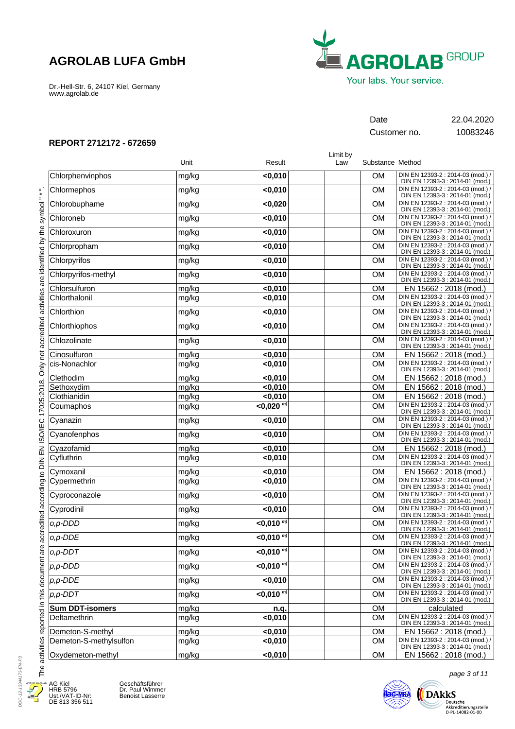# AGROLAB LUFA GmbH

Dr.-Hell-Str. 6, 24107 Kiel, Germany
www.agrolab.de

| | |
|---|---|
| Date | 22.04.2020 |
| Customer no. | 10083246 |

## REPORT 2712172 - 672659

| | Unit | Result | Limit by Law | Substance | Method |
|---|---|---|---|---|---|
| Chlorphenvinphos | mg/kg | <0,010 | | OM | DIN EN 12393-2 : 2014-03 (mod.) / DIN EN 12393-3 : 2014-01 (mod.) |
| Chlormephos | mg/kg | <0,010 | | OM | DIN EN 12393-2 : 2014-03 (mod.) / DIN EN 12393-3 : 2014-01 (mod.) |
| Chlorbuphame | mg/kg | <0,020 | | OM | DIN EN 12393-2 : 2014-03 (mod.) / DIN EN 12393-3 : 2014-01 (mod.) |
| Chloroneb | mg/kg | <0,010 | | OM | DIN EN 12393-2 : 2014-03 (mod.) / DIN EN 12393-3 : 2014-01 (mod.) |
| Chloroxuron | mg/kg | <0,010 | | OM | DIN EN 12393-2 : 2014-03 (mod.) / DIN EN 12393-3 : 2014-01 (mod.) |
| Chlorpropham | mg/kg | <0,010 | | OM | DIN EN 12393-2 : 2014-03 (mod.) / DIN EN 12393-3 : 2014-01 (mod.) |
| Chlorpyrifos | mg/kg | <0,010 | | OM | DIN EN 12393-2 : 2014-03 (mod.) / DIN EN 12393-3 : 2014-01 (mod.) |
| Chlorpyrifos-methyl | mg/kg | <0,010 | | OM | DIN EN 12393-2 : 2014-03 (mod.) / DIN EN 12393-3 : 2014-01 (mod.) |
| Chlorsulfuron | mg/kg | <0,010 | | OM | EN 15662 : 2018 (mod.) |
| Chlorthalonil | mg/kg | <0,010 | | OM | DIN EN 12393-2 : 2014-03 (mod.) / DIN EN 12393-3 : 2014-01 (mod.) |
| Chlorthion | mg/kg | <0,010 | | OM | DIN EN 12393-2 : 2014-03 (mod.) / DIN EN 12393-3 : 2014-01 (mod.) |
| Chlorthiophos | mg/kg | <0,010 | | OM | DIN EN 12393-2 : 2014-03 (mod.) / DIN EN 12393-3 : 2014-01 (mod.) |
| Chlozolinate | mg/kg | <0,010 | | OM | DIN EN 12393-2 : 2014-03 (mod.) / DIN EN 12393-3 : 2014-01 (mod.) |
| Cinosulfuron | mg/kg | <0,010 | | OM | EN 15662 : 2018 (mod.) |
| cis-Nonachlor | mg/kg | <0,010 | | OM | DIN EN 12393-2 : 2014-03 (mod.) / DIN EN 12393-3 : 2014-01 (mod.) |
| Clethodim | mg/kg | <0,010 | | OM | EN 15662 : 2018 (mod.) |
| Sethoxydim | mg/kg | <0,010 | | OM | EN 15662 : 2018 (mod.) |
| Clothianidin | mg/kg | <0,010 | | OM | EN 15662 : 2018 (mod.) |
| Coumaphos | mg/kg | <0,020 m) | | OM | DIN EN 12393-2 : 2014-03 (mod.) / DIN EN 12393-3 : 2014-01 (mod.) |
| Cyanazin | mg/kg | <0,010 | | OM | DIN EN 12393-2 : 2014-03 (mod.) / DIN EN 12393-3 : 2014-01 (mod.) |
| Cyanofenphos | mg/kg | <0,010 | | OM | DIN EN 12393-2 : 2014-03 (mod.) / DIN EN 12393-3 : 2014-01 (mod.) |
| Cyazofamid | mg/kg | <0,010 | | OM | EN 15662 : 2018 (mod.) |
| Cyfluthrin | mg/kg | <0,010 | | OM | DIN EN 12393-2 : 2014-03 (mod.) / DIN EN 12393-3 : 2014-01 (mod.) |
| Cymoxanil | mg/kg | <0,010 | | OM | EN 15662 : 2018 (mod.) |
| Cypermethrin | mg/kg | <0,010 | | OM | DIN EN 12393-2 : 2014-03 (mod.) / DIN EN 12393-3 : 2014-01 (mod.) |
| Cyproconazole | mg/kg | <0,010 | | OM | DIN EN 12393-2 : 2014-03 (mod.) / DIN EN 12393-3 : 2014-01 (mod.) |
| Cyprodinil | mg/kg | <0,010 | | OM | DIN EN 12393-2 : 2014-03 (mod.) / DIN EN 12393-3 : 2014-01 (mod.) |
| *o,p-DDD* | mg/kg | <0,010 m) | | OM | DIN EN 12393-2 : 2014-03 (mod.) / DIN EN 12393-3 : 2014-01 (mod.) |
| *o,p-DDE* | mg/kg | <0,010 m) | | OM | DIN EN 12393-2 : 2014-03 (mod.) / DIN EN 12393-3 : 2014-01 (mod.) |
| *o,p-DDT* | mg/kg | <0,010 m) | | OM | DIN EN 12393-2 : 2014-03 (mod.) / DIN EN 12393-3 : 2014-01 (mod.) |
| *p,p-DDD* | mg/kg | <0,010 m) | | OM | DIN EN 12393-2 : 2014-03 (mod.) / DIN EN 12393-3 : 2014-01 (mod.) |
| *p,p-DDE* | mg/kg | <0,010 | | OM | DIN EN 12393-2 : 2014-03 (mod.) / DIN EN 12393-3 : 2014-01 (mod.) |
| *p,p-DDT* | mg/kg | <0,010 m) | | OM | DIN EN 12393-2 : 2014-03 (mod.) / DIN EN 12393-3 : 2014-01 (mod.) |
| **Sum DDT-isomers** | mg/kg | n.q. | | OM | calculated |
| Deltamethrin | mg/kg | <0,010 | | OM | DIN EN 12393-2 : 2014-03 (mod.) / DIN EN 12393-3 : 2014-01 (mod.) |
| Demeton-S-methyl | mg/kg | <0,010 | | OM | EN 15662 : 2018 (mod.) |
| Demeton-S-methylsulfon | mg/kg | <0,010 | | OM | DIN EN 12393-2 : 2014-03 (mod.) / DIN EN 12393-3 : 2014-01 (mod.) |
| Oxydemeton-methyl | mg/kg | <0,010 | | OM | EN 15662 : 2018 (mod.) |

The activities reported in this document are accredited according to DIN EN ISO/IEC 17025:2018. Only not accredited activities are identified by the symbol " * ".

AG Kiel
HRB 5796
Ust./VAT-ID-Nr:
DE 813 356 511

Geschäftsführer
Dr. Paul Wimmer
Benoist Lasserre

DAkkS Deutsche Akkreditierungsstelle D-PL-14082-01-00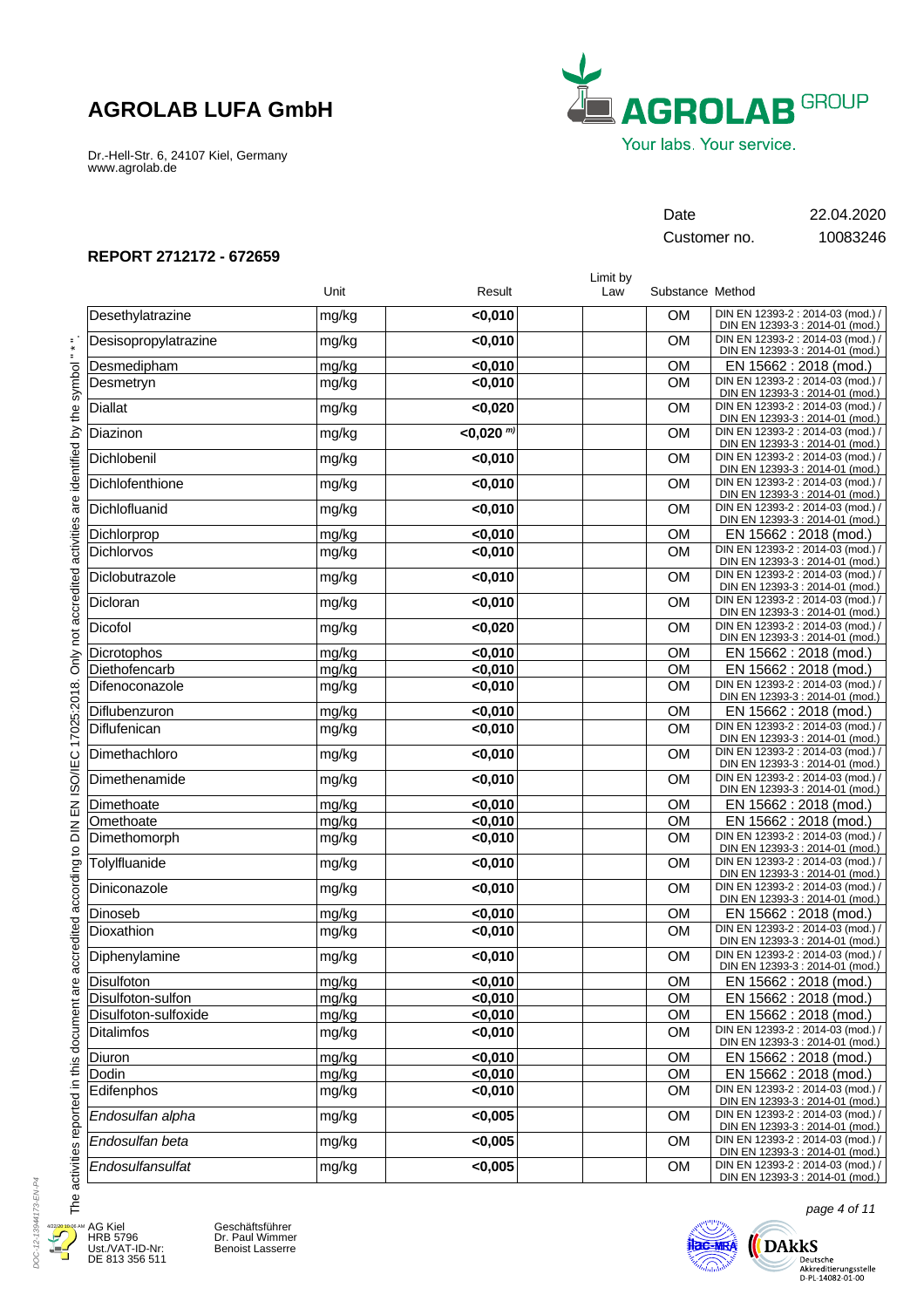# AGROLAB LUFA GmbH

Dr.-Hell-Str. 6, 24107 Kiel, Germany
www.agrolab.de

AGROLAB GROUP
Your labs. Your service.

| Date | 22.04.2020 |
|---|---|
| Customer no. | 10083246 |

## REPORT 2712172 - 672659

| | Unit | Result | Limit by Law | Substance | Method |
|---|---|---|---|---|---|
| Desethylatrazine | mg/kg | **<0,010** | | OM | DIN EN 12393-2 : 2014-03 (mod.) / DIN EN 12393-3 : 2014-01 (mod.) |
| Desisopropylatrazine | mg/kg | **<0,010** | | OM | DIN EN 12393-2 : 2014-03 (mod.) / DIN EN 12393-3 : 2014-01 (mod.) |
| Desmedipham | mg/kg | **<0,010** | | OM | EN 15662 : 2018 (mod.) |
| Desmetryn | mg/kg | **<0,010** | | OM | DIN EN 12393-2 : 2014-03 (mod.) / DIN EN 12393-3 : 2014-01 (mod.) |
| Diallat | mg/kg | **<0,020** | | OM | DIN EN 12393-2 : 2014-03 (mod.) / DIN EN 12393-3 : 2014-01 (mod.) |
| Diazinon | mg/kg | **<0,020** m) | | OM | DIN EN 12393-2 : 2014-03 (mod.) / DIN EN 12393-3 : 2014-01 (mod.) |
| Dichlobenil | mg/kg | **<0,010** | | OM | DIN EN 12393-2 : 2014-03 (mod.) / DIN EN 12393-3 : 2014-01 (mod.) |
| Dichlofenthione | mg/kg | **<0,010** | | OM | DIN EN 12393-2 : 2014-03 (mod.) / DIN EN 12393-3 : 2014-01 (mod.) |
| Dichlofluanid | mg/kg | **<0,010** | | OM | DIN EN 12393-2 : 2014-03 (mod.) / DIN EN 12393-3 : 2014-01 (mod.) |
| Dichlorprop | mg/kg | **<0,010** | | OM | EN 15662 : 2018 (mod.) |
| Dichlorvos | mg/kg | **<0,010** | | OM | DIN EN 12393-2 : 2014-03 (mod.) / DIN EN 12393-3 : 2014-01 (mod.) |
| Diclobutrazole | mg/kg | **<0,010** | | OM | DIN EN 12393-2 : 2014-03 (mod.) / DIN EN 12393-3 : 2014-01 (mod.) |
| Dicloran | mg/kg | **<0,010** | | OM | DIN EN 12393-2 : 2014-03 (mod.) / DIN EN 12393-3 : 2014-01 (mod.) |
| Dicofol | mg/kg | **<0,020** | | OM | DIN EN 12393-2 : 2014-03 (mod.) / DIN EN 12393-3 : 2014-01 (mod.) |
| Dicrotophos | mg/kg | **<0,010** | | OM | EN 15662 : 2018 (mod.) |
| Diethofencarb | mg/kg | **<0,010** | | OM | EN 15662 : 2018 (mod.) |
| Difenoconazole | mg/kg | **<0,010** | | OM | DIN EN 12393-2 : 2014-03 (mod.) / DIN EN 12393-3 : 2014-01 (mod.) |
| Diflubenzuron | mg/kg | **<0,010** | | OM | EN 15662 : 2018 (mod.) |
| Diflufenican | mg/kg | **<0,010** | | OM | DIN EN 12393-2 : 2014-03 (mod.) / DIN EN 12393-3 : 2014-01 (mod.) |
| Dimethachloro | mg/kg | **<0,010** | | OM | DIN EN 12393-2 : 2014-03 (mod.) / DIN EN 12393-3 : 2014-01 (mod.) |
| Dimethenamide | mg/kg | **<0,010** | | OM | DIN EN 12393-2 : 2014-03 (mod.) / DIN EN 12393-3 : 2014-01 (mod.) |
| Dimethoate | mg/kg | **<0,010** | | OM | EN 15662 : 2018 (mod.) |
| Omethoate | mg/kg | **<0,010** | | OM | EN 15662 : 2018 (mod.) |
| Dimethomorph | mg/kg | **<0,010** | | OM | DIN EN 12393-2 : 2014-03 (mod.) / DIN EN 12393-3 : 2014-01 (mod.) |
| Tolylfluanide | mg/kg | **<0,010** | | OM | DIN EN 12393-2 : 2014-03 (mod.) / DIN EN 12393-3 : 2014-01 (mod.) |
| Diniconazole | mg/kg | **<0,010** | | OM | DIN EN 12393-2 : 2014-03 (mod.) / DIN EN 12393-3 : 2014-01 (mod.) |
| Dinoseb | mg/kg | **<0,010** | | OM | EN 15662 : 2018 (mod.) |
| Dioxathion | mg/kg | **<0,010** | | OM | DIN EN 12393-2 : 2014-03 (mod.) / DIN EN 12393-3 : 2014-01 (mod.) |
| Diphenylamine | mg/kg | **<0,010** | | OM | DIN EN 12393-2 : 2014-03 (mod.) / DIN EN 12393-3 : 2014-01 (mod.) |
| Disulfoton | mg/kg | **<0,010** | | OM | EN 15662 : 2018 (mod.) |
| Disulfoton-sulfon | mg/kg | **<0,010** | | OM | EN 15662 : 2018 (mod.) |
| Disulfoton-sulfoxide | mg/kg | **<0,010** | | OM | EN 15662 : 2018 (mod.) |
| Ditalimfos | mg/kg | **<0,010** | | OM | DIN EN 12393-2 : 2014-03 (mod.) / DIN EN 12393-3 : 2014-01 (mod.) |
| Diuron | mg/kg | **<0,010** | | OM | EN 15662 : 2018 (mod.) |
| Dodin | mg/kg | **<0,010** | | OM | EN 15662 : 2018 (mod.) |
| Edifenphos | mg/kg | **<0,010** | | OM | DIN EN 12393-2 : 2014-03 (mod.) / DIN EN 12393-3 : 2014-01 (mod.) |
| *Endosulfan alpha* | mg/kg | **<0,005** | | OM | DIN EN 12393-2 : 2014-03 (mod.) / DIN EN 12393-3 : 2014-01 (mod.) |
| *Endosulfan beta* | mg/kg | **<0,005** | | OM | DIN EN 12393-2 : 2014-03 (mod.) / DIN EN 12393-3 : 2014-01 (mod.) |
| *Endosulfansulfat* | mg/kg | **<0,005** | | OM | DIN EN 12393-2 : 2014-03 (mod.) / DIN EN 12393-3 : 2014-01 (mod.) |

The activities reported in this document are accredited according to DIN EN ISO/IEC 17025:2018. Only not accredited activities are identified by the symbol " * ".

AG Kiel
HRB 5796
Ust./VAT-ID-Nr:
DE 813 356 511

Geschäftsführer
Dr. Paul Wimmer
Benoist Lasserre

DAkkS Deutsche Akkreditierungsstelle D-PL-14082-01-00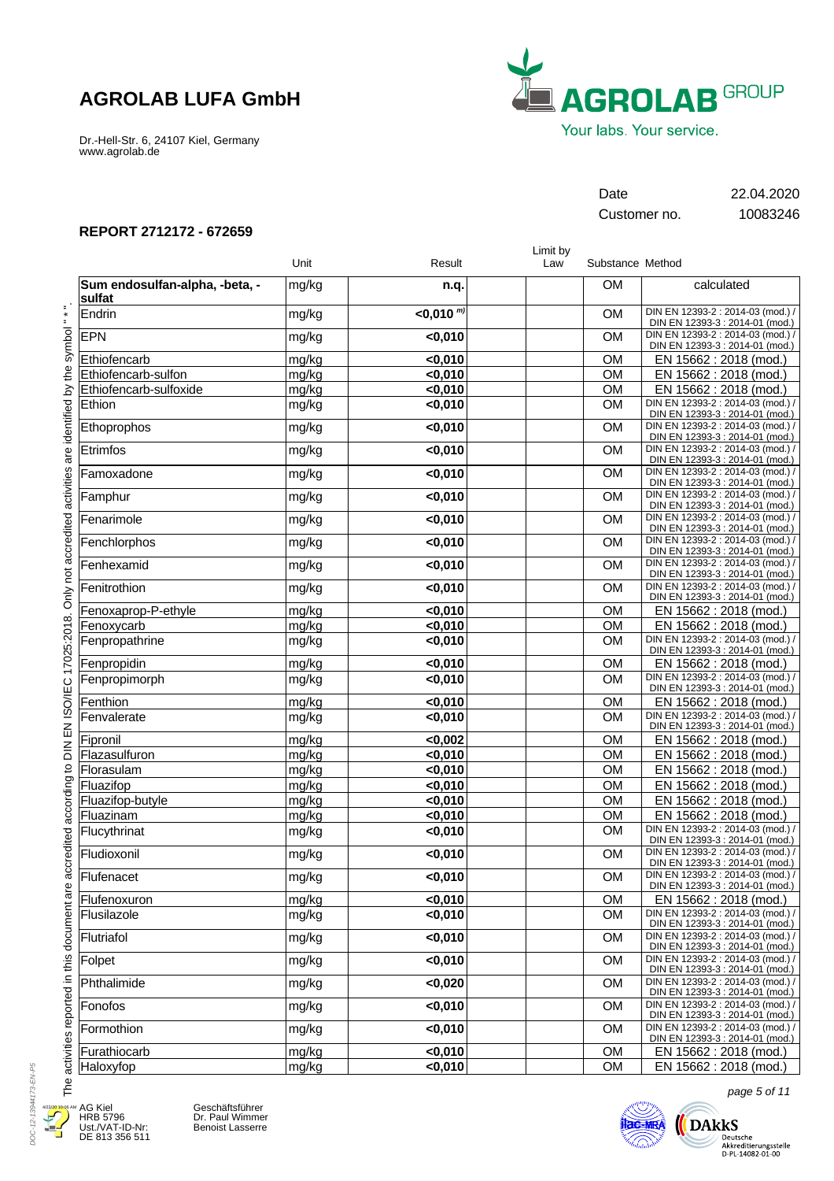**AGROLAB LUFA GmbH**

Dr.-Hell-Str. 6, 24107 Kiel, Germany
www.agrolab.de

AGROLAB GROUP
Your labs. Your service.

| Date | 22.04.2020 |
|---|---|
| Customer no. | 10083246 |

**REPORT 2712172 - 672659**

| | Unit | Result | Limit by Law | Substance | Method |
|---|---|---|---|---|---|
| **Sum endosulfan-alpha, -beta, -sulfat** | mg/kg | **n.q.** | | OM | calculated |
| Endrin | mg/kg | **<0,010** m) | | OM | DIN EN 12393-2 : 2014-03 (mod.) / DIN EN 12393-3 : 2014-01 (mod.) |
| EPN | mg/kg | **<0,010** | | OM | DIN EN 12393-2 : 2014-03 (mod.) / DIN EN 12393-3 : 2014-01 (mod.) |
| Ethiofencarb | mg/kg | **<0,010** | | OM | EN 15662 : 2018 (mod.) |
| Ethiofencarb-sulfon | mg/kg | **<0,010** | | OM | EN 15662 : 2018 (mod.) |
| Ethiofencarb-sulfoxide | mg/kg | **<0,010** | | OM | EN 15662 : 2018 (mod.) |
| Ethion | mg/kg | **<0,010** | | OM | DIN EN 12393-2 : 2014-03 (mod.) / DIN EN 12393-3 : 2014-01 (mod.) |
| Ethoprophos | mg/kg | **<0,010** | | OM | DIN EN 12393-2 : 2014-03 (mod.) / DIN EN 12393-3 : 2014-01 (mod.) |
| Etrimfos | mg/kg | **<0,010** | | OM | DIN EN 12393-2 : 2014-03 (mod.) / DIN EN 12393-3 : 2014-01 (mod.) |
| Famoxadone | mg/kg | **<0,010** | | OM | DIN EN 12393-2 : 2014-03 (mod.) / DIN EN 12393-3 : 2014-01 (mod.) |
| Famphur | mg/kg | **<0,010** | | OM | DIN EN 12393-2 : 2014-03 (mod.) / DIN EN 12393-3 : 2014-01 (mod.) |
| Fenarimole | mg/kg | **<0,010** | | OM | DIN EN 12393-2 : 2014-03 (mod.) / DIN EN 12393-3 : 2014-01 (mod.) |
| Fenchlorphos | mg/kg | **<0,010** | | OM | DIN EN 12393-2 : 2014-03 (mod.) / DIN EN 12393-3 : 2014-01 (mod.) |
| Fenhexamid | mg/kg | **<0,010** | | OM | DIN EN 12393-2 : 2014-03 (mod.) / DIN EN 12393-3 : 2014-01 (mod.) |
| Fenitrothion | mg/kg | **<0,010** | | OM | DIN EN 12393-2 : 2014-03 (mod.) / DIN EN 12393-3 : 2014-01 (mod.) |
| Fenoxaprop-P-ethyle | mg/kg | **<0,010** | | OM | EN 15662 : 2018 (mod.) |
| Fenoxycarb | mg/kg | **<0,010** | | OM | EN 15662 : 2018 (mod.) |
| Fenpropathrine | mg/kg | **<0,010** | | OM | DIN EN 12393-2 : 2014-03 (mod.) / DIN EN 12393-3 : 2014-01 (mod.) |
| Fenpropidin | mg/kg | **<0,010** | | OM | EN 15662 : 2018 (mod.) |
| Fenpropimorph | mg/kg | **<0,010** | | OM | DIN EN 12393-2 : 2014-03 (mod.) / DIN EN 12393-3 : 2014-01 (mod.) |
| Fenthion | mg/kg | **<0,010** | | OM | EN 15662 : 2018 (mod.) |
| Fenvalerate | mg/kg | **<0,010** | | OM | DIN EN 12393-2 : 2014-03 (mod.) / DIN EN 12393-3 : 2014-01 (mod.) |
| Fipronil | mg/kg | **<0,002** | | OM | EN 15662 : 2018 (mod.) |
| Flazasulfuron | mg/kg | **<0,010** | | OM | EN 15662 : 2018 (mod.) |
| Florasulam | mg/kg | **<0,010** | | OM | EN 15662 : 2018 (mod.) |
| Fluazifop | mg/kg | **<0,010** | | OM | EN 15662 : 2018 (mod.) |
| Fluazifop-butyle | mg/kg | **<0,010** | | OM | EN 15662 : 2018 (mod.) |
| Fluazinam | mg/kg | **<0,010** | | OM | EN 15662 : 2018 (mod.) |
| Flucythrinat | mg/kg | **<0,010** | | OM | DIN EN 12393-2 : 2014-03 (mod.) / DIN EN 12393-3 : 2014-01 (mod.) |
| Fludioxonil | mg/kg | **<0,010** | | OM | DIN EN 12393-2 : 2014-03 (mod.) / DIN EN 12393-3 : 2014-01 (mod.) |
| Flufenacet | mg/kg | **<0,010** | | OM | DIN EN 12393-2 : 2014-03 (mod.) / DIN EN 12393-3 : 2014-01 (mod.) |
| Flufenoxuron | mg/kg | **<0,010** | | OM | EN 15662 : 2018 (mod.) |
| Flusilazole | mg/kg | **<0,010** | | OM | DIN EN 12393-2 : 2014-03 (mod.) / DIN EN 12393-3 : 2014-01 (mod.) |
| Flutriafol | mg/kg | **<0,010** | | OM | DIN EN 12393-2 : 2014-03 (mod.) / DIN EN 12393-3 : 2014-01 (mod.) |
| Folpet | mg/kg | **<0,010** | | OM | DIN EN 12393-2 : 2014-03 (mod.) / DIN EN 12393-3 : 2014-01 (mod.) |
| Phthalimide | mg/kg | **<0,020** | | OM | DIN EN 12393-2 : 2014-03 (mod.) / DIN EN 12393-3 : 2014-01 (mod.) |
| Fonofos | mg/kg | **<0,010** | | OM | DIN EN 12393-2 : 2014-03 (mod.) / DIN EN 12393-3 : 2014-01 (mod.) |
| Formothion | mg/kg | **<0,010** | | OM | DIN EN 12393-2 : 2014-03 (mod.) / DIN EN 12393-3 : 2014-01 (mod.) |
| Furathiocarb | mg/kg | **<0,010** | | OM | EN 15662 : 2018 (mod.) |
| Haloxyfop | mg/kg | **<0,010** | | OM | EN 15662 : 2018 (mod.) |

The activities reported in this document are accredited according to DIN EN ISO/IEC 17025:2018. Only not accredited activities are identified by the symbol " * ".

AG Kiel
HRB 5796
Ust./VAT-ID-Nr:
DE 813 356 511

Geschäftsführer
Dr. Paul Wimmer
Benoist Lasserre

DAkkS Deutsche Akkreditierungsstelle D-PL-14082-01-00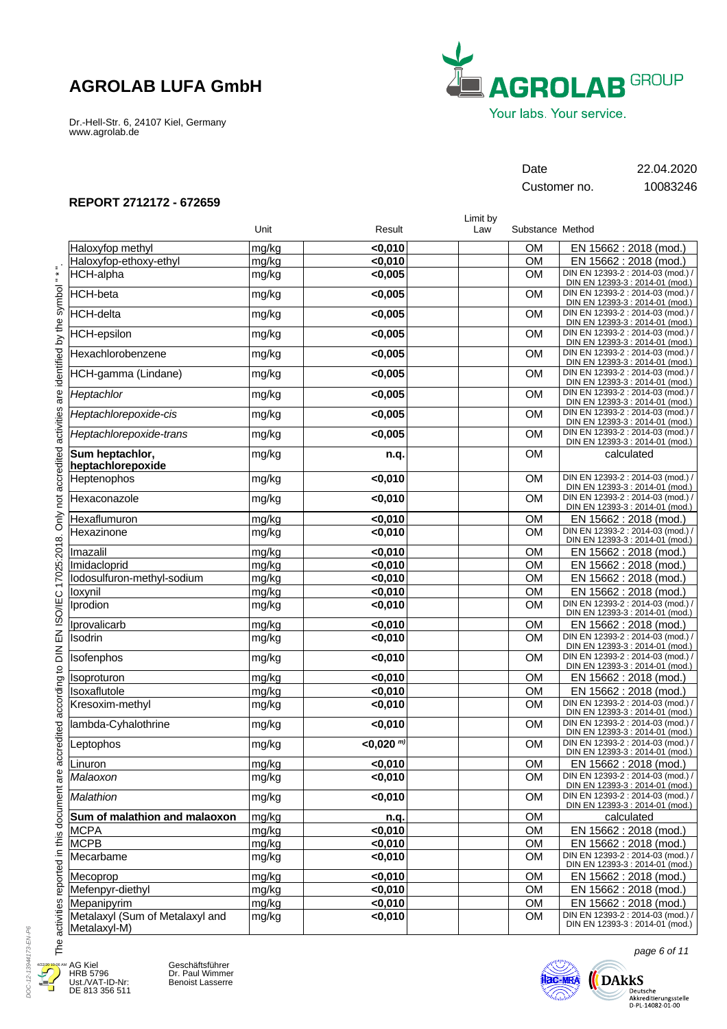# AGROLAB LUFA GmbH

Dr.-Hell-Str. 6, 24107 Kiel, Germany
www.agrolab.de

AGROLAB GROUP
Your labs. Your service.

Date 22.04.2020
Customer no. 10083246

## REPORT 2712172 - 672659

| | Unit | Result | Limit by Law | Substance | Method |
|---|---|---|---|---|---|
| Haloxyfop methyl | mg/kg | **<0,010** | | OM | EN 15662 : 2018 (mod.) |
| Haloxyfop-ethoxy-ethyl | mg/kg | **<0,010** | | OM | EN 15662 : 2018 (mod.) |
| HCH-alpha | mg/kg | **<0,005** | | OM | DIN EN 12393-2 : 2014-03 (mod.) / DIN EN 12393-3 : 2014-01 (mod.) |
| HCH-beta | mg/kg | **<0,005** | | OM | DIN EN 12393-2 : 2014-03 (mod.) / DIN EN 12393-3 : 2014-01 (mod.) |
| HCH-delta | mg/kg | **<0,005** | | OM | DIN EN 12393-2 : 2014-03 (mod.) / DIN EN 12393-3 : 2014-01 (mod.) |
| HCH-epsilon | mg/kg | **<0,005** | | OM | DIN EN 12393-2 : 2014-03 (mod.) / DIN EN 12393-3 : 2014-01 (mod.) |
| Hexachlorobenzene | mg/kg | **<0,005** | | OM | DIN EN 12393-2 : 2014-03 (mod.) / DIN EN 12393-3 : 2014-01 (mod.) |
| HCH-gamma (Lindane) | mg/kg | **<0,005** | | OM | DIN EN 12393-2 : 2014-03 (mod.) / DIN EN 12393-3 : 2014-01 (mod.) |
| *Heptachlor* | mg/kg | **<0,005** | | OM | DIN EN 12393-2 : 2014-03 (mod.) / DIN EN 12393-3 : 2014-01 (mod.) |
| *Heptachlorepoxide-cis* | mg/kg | **<0,005** | | OM | DIN EN 12393-2 : 2014-03 (mod.) / DIN EN 12393-3 : 2014-01 (mod.) |
| *Heptachlorepoxide-trans* | mg/kg | **<0,005** | | OM | DIN EN 12393-2 : 2014-03 (mod.) / DIN EN 12393-3 : 2014-01 (mod.) |
| **Sum heptachlor, heptachlorepoxide** | mg/kg | **n.q.** | | OM | calculated |
| Heptenophos | mg/kg | **<0,010** | | OM | DIN EN 12393-2 : 2014-03 (mod.) / DIN EN 12393-3 : 2014-01 (mod.) |
| Hexaconazole | mg/kg | **<0,010** | | OM | DIN EN 12393-2 : 2014-03 (mod.) / DIN EN 12393-3 : 2014-01 (mod.) |
| Hexaflumuron | mg/kg | **<0,010** | | OM | EN 15662 : 2018 (mod.) |
| Hexazinone | mg/kg | **<0,010** | | OM | DIN EN 12393-2 : 2014-03 (mod.) / DIN EN 12393-3 : 2014-01 (mod.) |
| Imazalil | mg/kg | **<0,010** | | OM | EN 15662 : 2018 (mod.) |
| Imidacloprid | mg/kg | **<0,010** | | OM | EN 15662 : 2018 (mod.) |
| Iodosulfuron-methyl-sodium | mg/kg | **<0,010** | | OM | EN 15662 : 2018 (mod.) |
| Ioxynil | mg/kg | **<0,010** | | OM | EN 15662 : 2018 (mod.) |
| Iprodion | mg/kg | **<0,010** | | OM | DIN EN 12393-2 : 2014-03 (mod.) / DIN EN 12393-3 : 2014-01 (mod.) |
| Iprovalicarb | mg/kg | **<0,010** | | OM | EN 15662 : 2018 (mod.) |
| Isodrin | mg/kg | **<0,010** | | OM | DIN EN 12393-2 : 2014-03 (mod.) / DIN EN 12393-3 : 2014-01 (mod.) |
| Isofenphos | mg/kg | **<0,010** | | OM | DIN EN 12393-2 : 2014-03 (mod.) / DIN EN 12393-3 : 2014-01 (mod.) |
| Isoproturon | mg/kg | **<0,010** | | OM | EN 15662 : 2018 (mod.) |
| Isoxaflutole | mg/kg | **<0,010** | | OM | EN 15662 : 2018 (mod.) |
| Kresoxim-methyl | mg/kg | **<0,010** | | OM | DIN EN 12393-2 : 2014-03 (mod.) / DIN EN 12393-3 : 2014-01 (mod.) |
| lambda-Cyhalothrine | mg/kg | **<0,010** | | OM | DIN EN 12393-2 : 2014-03 (mod.) / DIN EN 12393-3 : 2014-01 (mod.) |
| Leptophos | mg/kg | **<0,020** m) | | OM | DIN EN 12393-2 : 2014-03 (mod.) / DIN EN 12393-3 : 2014-01 (mod.) |
| Linuron | mg/kg | **<0,010** | | OM | EN 15662 : 2018 (mod.) |
| *Malaoxon* | mg/kg | **<0,010** | | OM | DIN EN 12393-2 : 2014-03 (mod.) / DIN EN 12393-3 : 2014-01 (mod.) |
| *Malathion* | mg/kg | **<0,010** | | OM | DIN EN 12393-2 : 2014-03 (mod.) / DIN EN 12393-3 : 2014-01 (mod.) |
| **Sum of malathion and malaoxon** | mg/kg | **n.q.** | | OM | calculated |
| MCPA | mg/kg | **<0,010** | | OM | EN 15662 : 2018 (mod.) |
| MCPB | mg/kg | **<0,010** | | OM | EN 15662 : 2018 (mod.) |
| Mecarbame | mg/kg | **<0,010** | | OM | DIN EN 12393-2 : 2014-03 (mod.) / DIN EN 12393-3 : 2014-01 (mod.) |
| Mecoprop | mg/kg | **<0,010** | | OM | EN 15662 : 2018 (mod.) |
| Mefenpyr-diethyl | mg/kg | **<0,010** | | OM | EN 15662 : 2018 (mod.) |
| Mepanipyrim | mg/kg | **<0,010** | | OM | EN 15662 : 2018 (mod.) |
| Metalaxyl (Sum of Metalaxyl and Metalaxyl-M) | mg/kg | **<0,010** | | OM | DIN EN 12393-2 : 2014-03 (mod.) / DIN EN 12393-3 : 2014-01 (mod.) |

The activities reported in this document are accredited according to DIN EN ISO/IEC 17025:2018. Only not accredited activities are identified by the symbol " * ".

AG Kiel
HRB 5796
Ust./VAT-ID-Nr:
DE 813 356 511

Geschäftsführer
Dr. Paul Wimmer
Benoist Lasserre

DAkkS Deutsche Akkreditierungsstelle D-PL-14082-01-00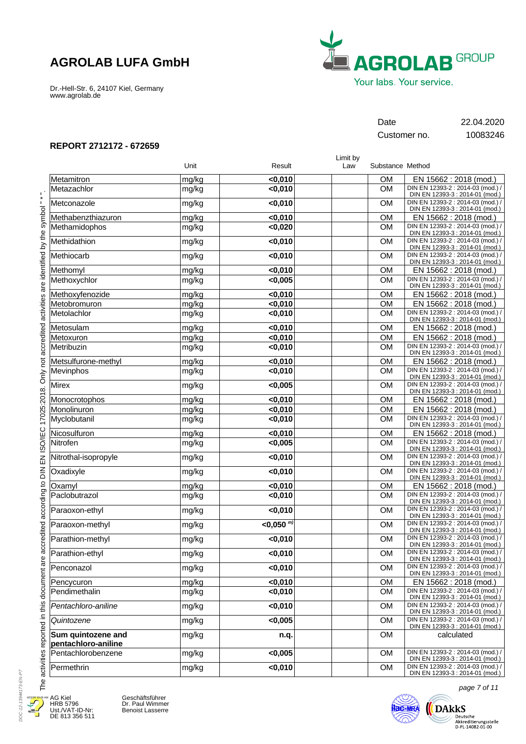**AGROLAB LUFA GmbH**

Dr.-Hell-Str. 6, 24107 Kiel, Germany
www.agrolab.de

| Date | 22.04.2020 |
|---|---|
| Customer no. | 10083246 |

**REPORT 2712172 - 672659**

| | Unit | Result | Limit by Law | Substance | Method |
|---|---|---|---|---|---|
| Metamitron | mg/kg | <0,010 | | OM | EN 15662 : 2018 (mod.) |
| Metazachlor | mg/kg | <0,010 | | OM | DIN EN 12393-2 : 2014-03 (mod.) / DIN EN 12393-3 : 2014-01 (mod.) |
| Metconazole | mg/kg | <0,010 | | OM | DIN EN 12393-2 : 2014-03 (mod.) / DIN EN 12393-3 : 2014-01 (mod.) |
| Methabenzthiazuron | mg/kg | <0,010 | | OM | EN 15662 : 2018 (mod.) |
| Methamidophos | mg/kg | <0,020 | | OM | DIN EN 12393-2 : 2014-03 (mod.) / DIN EN 12393-3 : 2014-01 (mod.) |
| Methidathion | mg/kg | <0,010 | | OM | DIN EN 12393-2 : 2014-03 (mod.) / DIN EN 12393-3 : 2014-01 (mod.) |
| Methiocarb | mg/kg | <0,010 | | OM | DIN EN 12393-2 : 2014-03 (mod.) / DIN EN 12393-3 : 2014-01 (mod.) |
| Methomyl | mg/kg | <0,010 | | OM | EN 15662 : 2018 (mod.) |
| Methoxychlor | mg/kg | <0,005 | | OM | DIN EN 12393-2 : 2014-03 (mod.) / DIN EN 12393-3 : 2014-01 (mod.) |
| Methoxyfenozide | mg/kg | <0,010 | | OM | EN 15662 : 2018 (mod.) |
| Metobromuron | mg/kg | <0,010 | | OM | EN 15662 : 2018 (mod.) |
| Metolachlor | mg/kg | <0,010 | | OM | DIN EN 12393-2 : 2014-03 (mod.) / DIN EN 12393-3 : 2014-01 (mod.) |
| Metosulam | mg/kg | <0,010 | | OM | EN 15662 : 2018 (mod.) |
| Metoxuron | mg/kg | <0,010 | | OM | EN 15662 : 2018 (mod.) |
| Metribuzin | mg/kg | <0,010 | | OM | DIN EN 12393-2 : 2014-03 (mod.) / DIN EN 12393-3 : 2014-01 (mod.) |
| Metsulfurone-methyl | mg/kg | <0,010 | | OM | EN 15662 : 2018 (mod.) |
| Mevinphos | mg/kg | <0,010 | | OM | DIN EN 12393-2 : 2014-03 (mod.) / DIN EN 12393-3 : 2014-01 (mod.) |
| Mirex | mg/kg | <0,005 | | OM | DIN EN 12393-2 : 2014-03 (mod.) / DIN EN 12393-3 : 2014-01 (mod.) |
| Monocrotophos | mg/kg | <0,010 | | OM | EN 15662 : 2018 (mod.) |
| Monolinuron | mg/kg | <0,010 | | OM | EN 15662 : 2018 (mod.) |
| Myclobutanil | mg/kg | <0,010 | | OM | DIN EN 12393-2 : 2014-03 (mod.) / DIN EN 12393-3 : 2014-01 (mod.) |
| Nicosulfuron | mg/kg | <0,010 | | OM | EN 15662 : 2018 (mod.) |
| Nitrofen | mg/kg | <0,005 | | OM | DIN EN 12393-2 : 2014-03 (mod.) / DIN EN 12393-3 : 2014-01 (mod.) |
| Nitrothal-isopropyle | mg/kg | <0,010 | | OM | DIN EN 12393-2 : 2014-03 (mod.) / DIN EN 12393-3 : 2014-01 (mod.) |
| Oxadixyle | mg/kg | <0,010 | | OM | DIN EN 12393-2 : 2014-03 (mod.) / DIN EN 12393-3 : 2014-01 (mod.) |
| Oxamyl | mg/kg | <0,010 | | OM | EN 15662 : 2018 (mod.) |
| Paclobutrazol | mg/kg | <0,010 | | OM | DIN EN 12393-2 : 2014-03 (mod.) / DIN EN 12393-3 : 2014-01 (mod.) |
| Paraoxon-ethyl | mg/kg | <0,010 | | OM | DIN EN 12393-2 : 2014-03 (mod.) / DIN EN 12393-3 : 2014-01 (mod.) |
| Paraoxon-methyl | mg/kg | <0,050 [m)] | | OM | DIN EN 12393-2 : 2014-03 (mod.) / DIN EN 12393-3 : 2014-01 (mod.) |
| Parathion-methyl | mg/kg | <0,010 | | OM | DIN EN 12393-2 : 2014-03 (mod.) / DIN EN 12393-3 : 2014-01 (mod.) |
| Parathion-ethyl | mg/kg | <0,010 | | OM | DIN EN 12393-2 : 2014-03 (mod.) / DIN EN 12393-3 : 2014-01 (mod.) |
| Penconazol | mg/kg | <0,010 | | OM | DIN EN 12393-2 : 2014-03 (mod.) / DIN EN 12393-3 : 2014-01 (mod.) |
| Pencycuron | mg/kg | <0,010 | | OM | EN 15662 : 2018 (mod.) |
| Pendimethalin | mg/kg | <0,010 | | OM | DIN EN 12393-2 : 2014-03 (mod.) / DIN EN 12393-3 : 2014-01 (mod.) |
| *Pentachloro-aniline* | mg/kg | <0,010 | | OM | DIN EN 12393-2 : 2014-03 (mod.) / DIN EN 12393-3 : 2014-01 (mod.) |
| *Quintozene* | mg/kg | <0,005 | | OM | DIN EN 12393-2 : 2014-03 (mod.) / DIN EN 12393-3 : 2014-01 (mod.) |
| **Sum quintozene and pentachloro-aniline** | mg/kg | n.q. | | OM | calculated |
| Pentachlorobenzene | mg/kg | <0,005 | | OM | DIN EN 12393-2 : 2014-03 (mod.) / DIN EN 12393-3 : 2014-01 (mod.) |
| Permethrin | mg/kg | <0,010 | | OM | DIN EN 12393-2 : 2014-03 (mod.) / DIN EN 12393-3 : 2014-01 (mod.) |

The activities reported in this document are accredited according to DIN EN ISO/IEC 17025:2018. Only not accredited activities are identified by the symbol " * ".

AG Kiel
HRB 5796
Ust./VAT-ID-Nr:
DE 813 356 511

Geschäftsführer
Dr. Paul Wimmer
Benoist Lasserre

DAkkS Deutsche Akkreditierungsstelle D-PL-14082-01-00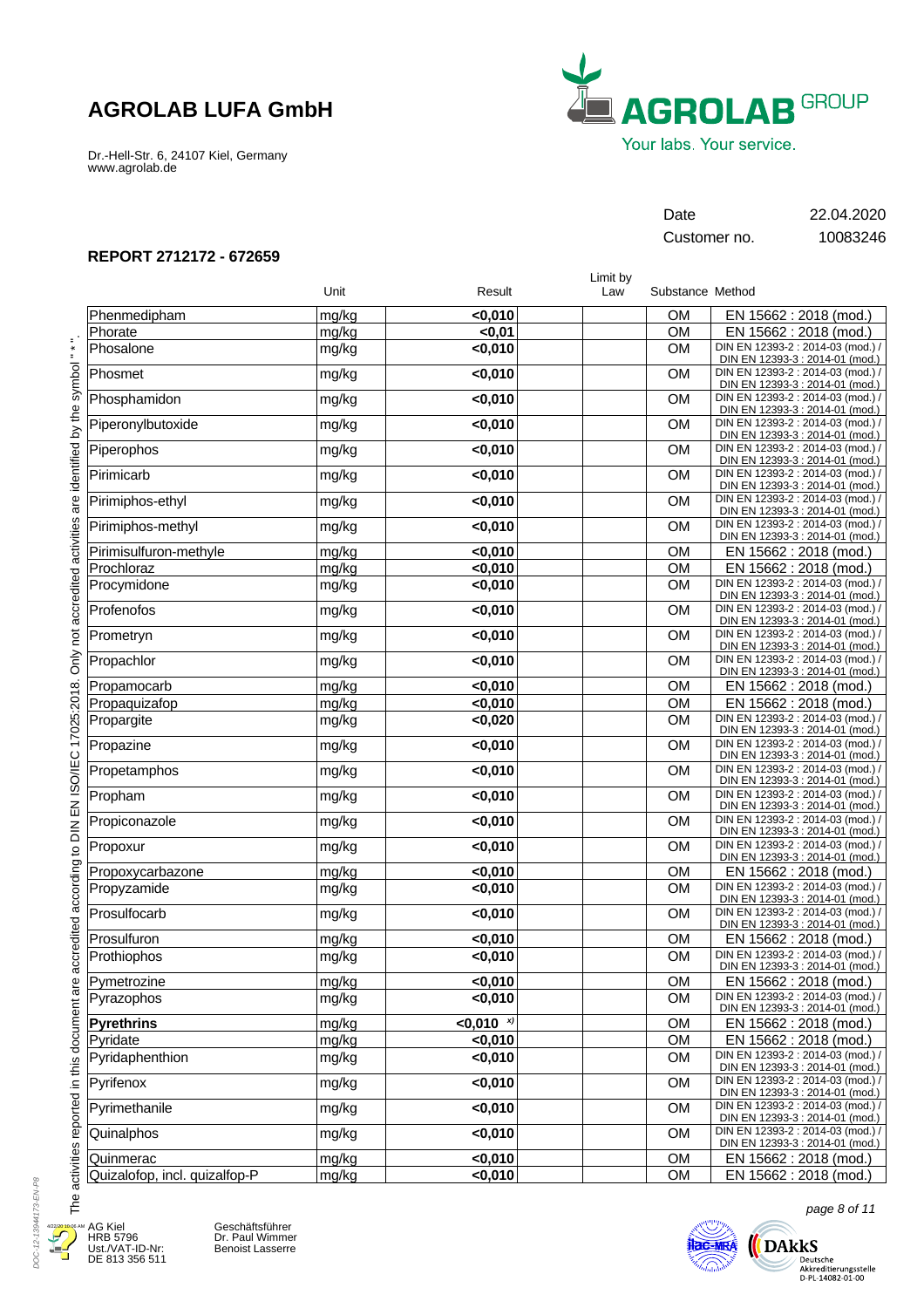# AGROLAB LUFA GmbH

Dr.-Hell-Str. 6, 24107 Kiel, Germany
www.agrolab.de

| | |
|---|---|
| Date | 22.04.2020 |
| Customer no. | 10083246 |

**REPORT 2712172 - 672659**

| | Unit | Result | Limit by Law | Substance | Method |
|---|---|---|---|---|---|
| Phenmedipham | mg/kg | **<0,010** | | OM | EN 15662 : 2018 (mod.) |
| Phorate | mg/kg | **<0,01** | | OM | EN 15662 : 2018 (mod.) |
| Phosalone | mg/kg | **<0,010** | | OM | DIN EN 12393-2 : 2014-03 (mod.) / DIN EN 12393-3 : 2014-01 (mod.) |
| Phosmet | mg/kg | **<0,010** | | OM | DIN EN 12393-2 : 2014-03 (mod.) / DIN EN 12393-3 : 2014-01 (mod.) |
| Phosphamidon | mg/kg | **<0,010** | | OM | DIN EN 12393-2 : 2014-03 (mod.) / DIN EN 12393-3 : 2014-01 (mod.) |
| Piperonylbutoxide | mg/kg | **<0,010** | | OM | DIN EN 12393-2 : 2014-03 (mod.) / DIN EN 12393-3 : 2014-01 (mod.) |
| Piperophos | mg/kg | **<0,010** | | OM | DIN EN 12393-2 : 2014-03 (mod.) / DIN EN 12393-3 : 2014-01 (mod.) |
| Pirimicarb | mg/kg | **<0,010** | | OM | DIN EN 12393-2 : 2014-03 (mod.) / DIN EN 12393-3 : 2014-01 (mod.) |
| Pirimiphos-ethyl | mg/kg | **<0,010** | | OM | DIN EN 12393-2 : 2014-03 (mod.) / DIN EN 12393-3 : 2014-01 (mod.) |
| Pirimiphos-methyl | mg/kg | **<0,010** | | OM | DIN EN 12393-2 : 2014-03 (mod.) / DIN EN 12393-3 : 2014-01 (mod.) |
| Pirimisulfuron-methyle | mg/kg | **<0,010** | | OM | EN 15662 : 2018 (mod.) |
| Prochloraz | mg/kg | **<0,010** | | OM | EN 15662 : 2018 (mod.) |
| Procymidone | mg/kg | **<0,010** | | OM | DIN EN 12393-2 : 2014-03 (mod.) / DIN EN 12393-3 : 2014-01 (mod.) |
| Profenofos | mg/kg | **<0,010** | | OM | DIN EN 12393-2 : 2014-03 (mod.) / DIN EN 12393-3 : 2014-01 (mod.) |
| Prometryn | mg/kg | **<0,010** | | OM | DIN EN 12393-2 : 2014-03 (mod.) / DIN EN 12393-3 : 2014-01 (mod.) |
| Propachlor | mg/kg | **<0,010** | | OM | DIN EN 12393-2 : 2014-03 (mod.) / DIN EN 12393-3 : 2014-01 (mod.) |
| Propamocarb | mg/kg | **<0,010** | | OM | EN 15662 : 2018 (mod.) |
| Propaquizafop | mg/kg | **<0,010** | | OM | EN 15662 : 2018 (mod.) |
| Propargite | mg/kg | **<0,020** | | OM | DIN EN 12393-2 : 2014-03 (mod.) / DIN EN 12393-3 : 2014-01 (mod.) |
| Propazine | mg/kg | **<0,010** | | OM | DIN EN 12393-2 : 2014-03 (mod.) / DIN EN 12393-3 : 2014-01 (mod.) |
| Propetamphos | mg/kg | **<0,010** | | OM | DIN EN 12393-2 : 2014-03 (mod.) / DIN EN 12393-3 : 2014-01 (mod.) |
| Propham | mg/kg | **<0,010** | | OM | DIN EN 12393-2 : 2014-03 (mod.) / DIN EN 12393-3 : 2014-01 (mod.) |
| Propiconazole | mg/kg | **<0,010** | | OM | DIN EN 12393-2 : 2014-03 (mod.) / DIN EN 12393-3 : 2014-01 (mod.) |
| Propoxur | mg/kg | **<0,010** | | OM | DIN EN 12393-2 : 2014-03 (mod.) / DIN EN 12393-3 : 2014-01 (mod.) |
| Propoxycarbazone | mg/kg | **<0,010** | | OM | EN 15662 : 2018 (mod.) |
| Propyzamide | mg/kg | **<0,010** | | OM | DIN EN 12393-2 : 2014-03 (mod.) / DIN EN 12393-3 : 2014-01 (mod.) |
| Prosulfocarb | mg/kg | **<0,010** | | OM | DIN EN 12393-2 : 2014-03 (mod.) / DIN EN 12393-3 : 2014-01 (mod.) |
| Prosulfuron | mg/kg | **<0,010** | | OM | EN 15662 : 2018 (mod.) |
| Prothiophos | mg/kg | **<0,010** | | OM | DIN EN 12393-2 : 2014-03 (mod.) / DIN EN 12393-3 : 2014-01 (mod.) |
| Pymetrozine | mg/kg | **<0,010** | | OM | EN 15662 : 2018 (mod.) |
| Pyrazophos | mg/kg | **<0,010** | | OM | DIN EN 12393-2 : 2014-03 (mod.) / DIN EN 12393-3 : 2014-01 (mod.) |
| **Pyrethrins** | mg/kg | **<0,010** x) | | OM | EN 15662 : 2018 (mod.) |
| Pyridate | mg/kg | **<0,010** | | OM | EN 15662 : 2018 (mod.) |
| Pyridaphenthion | mg/kg | **<0,010** | | OM | DIN EN 12393-2 : 2014-03 (mod.) / DIN EN 12393-3 : 2014-01 (mod.) |
| Pyrifenox | mg/kg | **<0,010** | | OM | DIN EN 12393-2 : 2014-03 (mod.) / DIN EN 12393-3 : 2014-01 (mod.) |
| Pyrimethanile | mg/kg | **<0,010** | | OM | DIN EN 12393-2 : 2014-03 (mod.) / DIN EN 12393-3 : 2014-01 (mod.) |
| Quinalphos | mg/kg | **<0,010** | | OM | DIN EN 12393-2 : 2014-03 (mod.) / DIN EN 12393-3 : 2014-01 (mod.) |
| Quinmerac | mg/kg | **<0,010** | | OM | EN 15662 : 2018 (mod.) |
| Quizalofop, incl. quizalfop-P | mg/kg | **<0,010** | | OM | EN 15662 : 2018 (mod.) |

The activities reported in this document are accredited according to DIN EN ISO/IEC 17025:2018. Only not accredited activities are identified by the symbol " x ".

AG Kiel
HRB 5796
Ust./VAT-ID-Nr:
DE 813 356 511

Geschäftsführer
Dr. Paul Wimmer
Benoist Lasserre

DAkkS Deutsche Akkreditierungsstelle D-PL-14082-01-00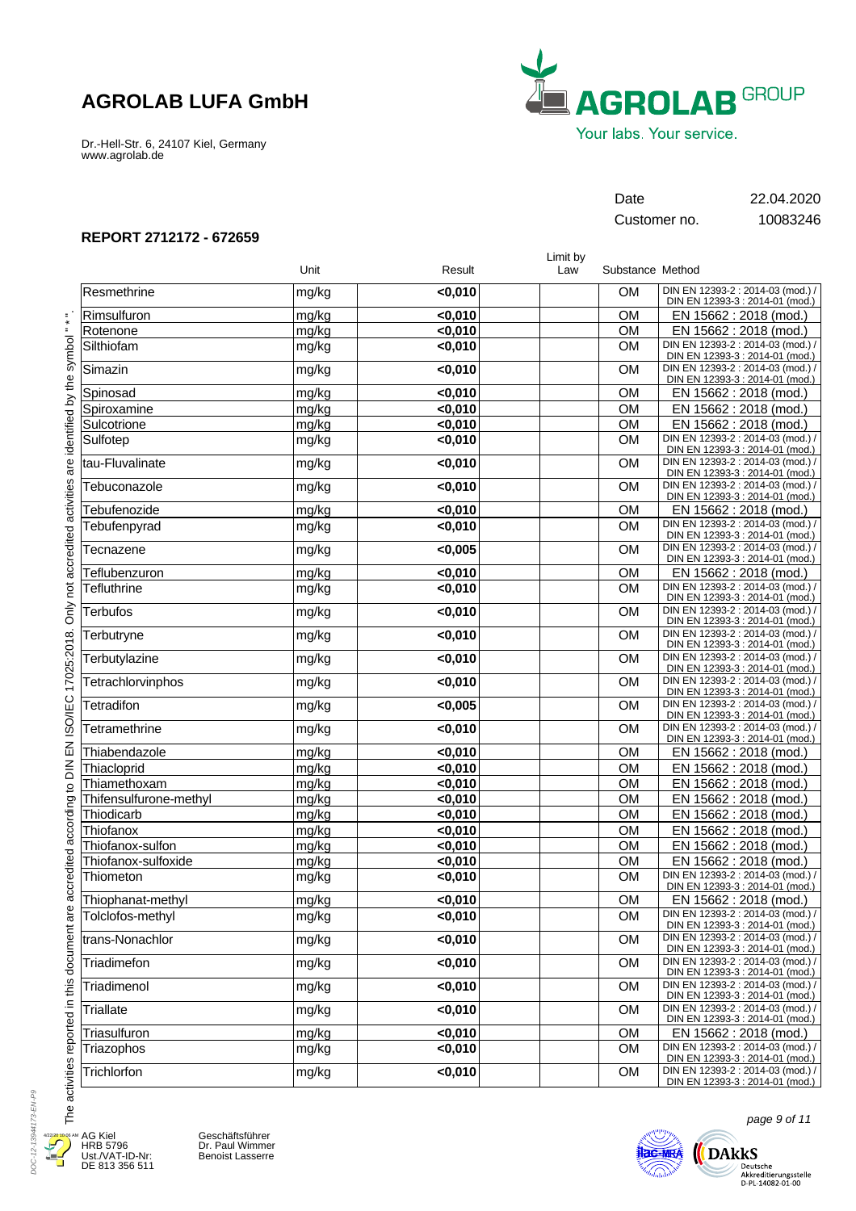## AGROLAB LUFA GmbH

Dr.-Hell-Str. 6, 24107 Kiel, Germany
www.agrolab.de

| | |
|---|---|
| Date | 22.04.2020 |
| Customer no. | 10083246 |

**REPORT 2712172 - 672659**

| | Unit | Result | Limit by Law | Substance | Method |
|---|---|---|---|---|---|
| Resmethrine | mg/kg | **<0,010** | | OM | DIN EN 12393-2 : 2014-03 (mod.) / DIN EN 12393-3 : 2014-01 (mod.) |
| Rimsulfuron | mg/kg | **<0,010** | | OM | EN 15662 : 2018 (mod.) |
| Rotenone | mg/kg | **<0,010** | | OM | EN 15662 : 2018 (mod.) |
| Silthiofam | mg/kg | **<0,010** | | OM | DIN EN 12393-2 : 2014-03 (mod.) / DIN EN 12393-3 : 2014-01 (mod.) |
| Simazin | mg/kg | **<0,010** | | OM | DIN EN 12393-2 : 2014-03 (mod.) / DIN EN 12393-3 : 2014-01 (mod.) |
| Spinosad | mg/kg | **<0,010** | | OM | EN 15662 : 2018 (mod.) |
| Spiroxamine | mg/kg | **<0,010** | | OM | EN 15662 : 2018 (mod.) |
| Sulcotrione | mg/kg | **<0,010** | | OM | EN 15662 : 2018 (mod.) |
| Sulfotep | mg/kg | **<0,010** | | OM | DIN EN 12393-2 : 2014-03 (mod.) / DIN EN 12393-3 : 2014-01 (mod.) |
| tau-Fluvalinate | mg/kg | **<0,010** | | OM | DIN EN 12393-2 : 2014-03 (mod.) / DIN EN 12393-3 : 2014-01 (mod.) |
| Tebuconazole | mg/kg | **<0,010** | | OM | DIN EN 12393-2 : 2014-03 (mod.) / DIN EN 12393-3 : 2014-01 (mod.) |
| Tebufenozide | mg/kg | **<0,010** | | OM | EN 15662 : 2018 (mod.) |
| Tebufenpyrad | mg/kg | **<0,010** | | OM | DIN EN 12393-2 : 2014-03 (mod.) / DIN EN 12393-3 : 2014-01 (mod.) |
| Tecnazene | mg/kg | **<0,005** | | OM | DIN EN 12393-2 : 2014-03 (mod.) / DIN EN 12393-3 : 2014-01 (mod.) |
| Teflubenzuron | mg/kg | **<0,010** | | OM | EN 15662 : 2018 (mod.) |
| Tefluthrine | mg/kg | **<0,010** | | OM | DIN EN 12393-2 : 2014-03 (mod.) / DIN EN 12393-3 : 2014-01 (mod.) |
| Terbufos | mg/kg | **<0,010** | | OM | DIN EN 12393-2 : 2014-03 (mod.) / DIN EN 12393-3 : 2014-01 (mod.) |
| Terbutryne | mg/kg | **<0,010** | | OM | DIN EN 12393-2 : 2014-03 (mod.) / DIN EN 12393-3 : 2014-01 (mod.) |
| Terbutylazine | mg/kg | **<0,010** | | OM | DIN EN 12393-2 : 2014-03 (mod.) / DIN EN 12393-3 : 2014-01 (mod.) |
| Tetrachlorvinphos | mg/kg | **<0,010** | | OM | DIN EN 12393-2 : 2014-03 (mod.) / DIN EN 12393-3 : 2014-01 (mod.) |
| Tetradifon | mg/kg | **<0,005** | | OM | DIN EN 12393-2 : 2014-03 (mod.) / DIN EN 12393-3 : 2014-01 (mod.) |
| Tetramethrine | mg/kg | **<0,010** | | OM | DIN EN 12393-2 : 2014-03 (mod.) / DIN EN 12393-3 : 2014-01 (mod.) |
| Thiabendazole | mg/kg | **<0,010** | | OM | EN 15662 : 2018 (mod.) |
| Thiacloprid | mg/kg | **<0,010** | | OM | EN 15662 : 2018 (mod.) |
| Thiamethoxam | mg/kg | **<0,010** | | OM | EN 15662 : 2018 (mod.) |
| Thifensulfurone-methyl | mg/kg | **<0,010** | | OM | EN 15662 : 2018 (mod.) |
| Thiodicarb | mg/kg | **<0,010** | | OM | EN 15662 : 2018 (mod.) |
| Thiofanox | mg/kg | **<0,010** | | OM | EN 15662 : 2018 (mod.) |
| Thiofanox-sulfon | mg/kg | **<0,010** | | OM | EN 15662 : 2018 (mod.) |
| Thiofanox-sulfoxide | mg/kg | **<0,010** | | OM | EN 15662 : 2018 (mod.) |
| Thiometon | mg/kg | **<0,010** | | OM | DIN EN 12393-2 : 2014-03 (mod.) / DIN EN 12393-3 : 2014-01 (mod.) |
| Thiophanat-methyl | mg/kg | **<0,010** | | OM | EN 15662 : 2018 (mod.) |
| Tolclofos-methyl | mg/kg | **<0,010** | | OM | DIN EN 12393-2 : 2014-03 (mod.) / DIN EN 12393-3 : 2014-01 (mod.) |
| trans-Nonachlor | mg/kg | **<0,010** | | OM | DIN EN 12393-2 : 2014-03 (mod.) / DIN EN 12393-3 : 2014-01 (mod.) |
| Triadimefon | mg/kg | **<0,010** | | OM | DIN EN 12393-2 : 2014-03 (mod.) / DIN EN 12393-3 : 2014-01 (mod.) |
| Triadimenol | mg/kg | **<0,010** | | OM | DIN EN 12393-2 : 2014-03 (mod.) / DIN EN 12393-3 : 2014-01 (mod.) |
| Triallate | mg/kg | **<0,010** | | OM | DIN EN 12393-2 : 2014-03 (mod.) / DIN EN 12393-3 : 2014-01 (mod.) |
| Triasulfuron | mg/kg | **<0,010** | | OM | EN 15662 : 2018 (mod.) |
| Triazophos | mg/kg | **<0,010** | | OM | DIN EN 12393-2 : 2014-03 (mod.) / DIN EN 12393-3 : 2014-01 (mod.) |
| Trichlorfon | mg/kg | **<0,010** | | OM | DIN EN 12393-2 : 2014-03 (mod.) / DIN EN 12393-3 : 2014-01 (mod.) |

The activities reported in this document are accredited according to DIN EN ISO/IEC 17025:2018. Only not accredited activities are identified by the symbol " * ".

AG Kiel
HRB 5796
Ust./VAT-ID-Nr:
DE 813 356 511

Geschäftsführer
Dr. Paul Wimmer
Benoist Lasserre

Deutsche Akkreditierungsstelle D-PL-14082-01-00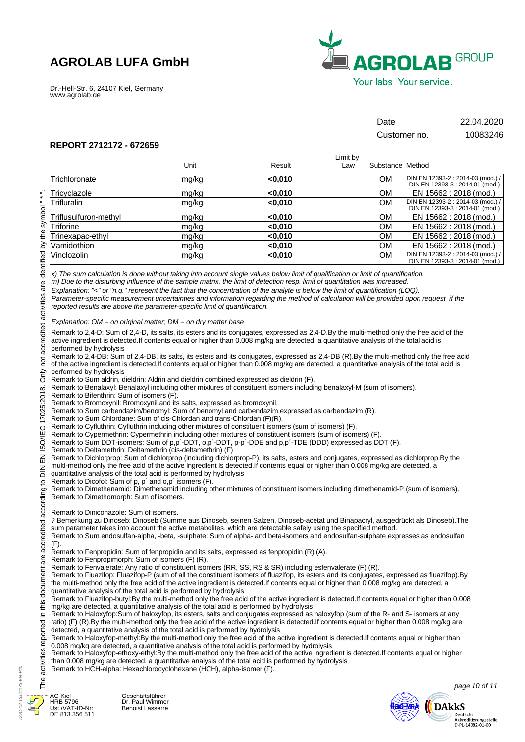# AGROLAB LUFA GmbH

Dr.-Hell-Str. 6, 24107 Kiel, Germany
www.agrolab.de

| | |
|---|---|
| Date | 22.04.2020 |
| Customer no. | 10083246 |

## REPORT 2712172 - 672659

| | Unit | Result | Limit by Law | Substance | Method |
|---|---|---|---|---|---|
| Trichloronate | mg/kg | **<0,010** | | OM | DIN EN 12393-2 : 2014-03 (mod.) / DIN EN 12393-3 : 2014-01 (mod.) |
| Tricyclazole | mg/kg | **<0,010** | | OM | EN 15662 : 2018 (mod.) |
| Trifluralin | mg/kg | **<0,010** | | OM | DIN EN 12393-2 : 2014-03 (mod.) / DIN EN 12393-3 : 2014-01 (mod.) |
| Triflusulfuron-methyl | mg/kg | **<0,010** | | OM | EN 15662 : 2018 (mod.) |
| Triforine | mg/kg | **<0,010** | | OM | EN 15662 : 2018 (mod.) |
| Trinexapac-ethyl | mg/kg | **<0,010** | | OM | EN 15662 : 2018 (mod.) |
| Vamidothion | mg/kg | **<0,010** | | OM | EN 15662 : 2018 (mod.) |
| Vinclozolin | mg/kg | **<0,010** | | OM | DIN EN 12393-2 : 2014-03 (mod.) / DIN EN 12393-3 : 2014-01 (mod.) |

*x) The sum calculation is done without taking into account single values below limit of qualification or limit of quantification.*
*m) Due to the disturbing influence of the sample matrix, the limit of detection resp. limit of quantitation was increased.*
*Explanation: "<" or "n.q." represent the fact that the concentration of the analyte is below the limit of quantification (LOQ).*
*Parameter-specific measurement uncertainties and information regarding the method of calculation will be provided upon request if the reported results are above the parameter-specific limit of quantification.*

*Explanation: OM = on original matter; DM = on dry matter base*

Remark to 2,4-D: Sum of 2,4-D, its salts, its esters and its conjugates, expressed as 2,4-D.By the multi-method only the free acid of the active ingredient is detected.If contents equal or higher than 0.008 mg/kg are detected, a quantitative analysis of the total acid is performed by hydrolysis
Remark to 2,4-DB: Sum of 2,4-DB, its salts, its esters and its conjugates, expressed as 2,4-DB (R).By the multi-method only the free acid of the active ingredient is detected.If contents equal or higher than 0.008 mg/kg are detected, a quantitative analysis of the total acid is performed by hydrolysis
Remark to Sum aldrin, dieldrin: Aldrin and dieldrin combined expressed as dieldrin (F).
Remark to Benalaxyl: Benalaxyl including other mixtures of constituent isomers including benalaxyl-M (sum of isomers).
Remark to Bifenthrin: Sum of isomers (F).
Remark to Bromoxynil: Bromoxynil and its salts, expressed as bromoxynil.
Remark to Sum carbendazim/benomyl: Sum of benomyl and carbendazim expressed as carbendazim (R).
Remark to Sum Chlordane: Sum of cis-Chlordan and trans-Chlordan (F)(R).
Remark to Cyfluthrin: Cyfluthrin including other mixtures of constituent isomers (sum of isomers) (F).
Remark to Cypermethrin: Cypermethrin including other mixtures of constituent isomers (sum of isomers) (F).
Remark to Sum DDT-isomers: Sum of p,p´-DDT, o,p´-DDT, p-p´-DDE and p,p´-TDE (DDD) expressed as DDT (F).
Remark to Deltamethrin: Deltamethrin (cis-deltamethrin) (F)
Remark to Dichlorprop: Sum of dichlorprop (including dichlorprop-P), its salts, esters and conjugates, expressed as dichlorprop.By the multi-method only the free acid of the active ingredient is detected.If contents equal or higher than 0.008 mg/kg are detected, a quantitative analysis of the total acid is performed by hydrolysis
Remark to Dicofol: Sum of p, p´ and o,p´ isomers (F).
Remark to Dimethenamid: Dimethenamid including other mixtures of constituent isomers including dimethenamid-P (sum of isomers).
Remark to Dimethomorph: Sum of isomers.

Remark to Diniconazole: Sum of isomers.
? Bemerkung zu Dinoseb: Dinoseb (Summe aus Dinoseb, seinen Salzen, Dinoseb-acetat und Binapacryl, ausgedrückt als Dinoseb).The sum parameter takes into account the active metabolites, which are detectable safely using the specified method.
Remark to Sum endosulfan-alpha, -beta, -sulphate: Sum of alpha- and beta-isomers and endosulfan-sulphate expresses as endosulfan (F).
Remark to Fenpropidin: Sum of fenpropidin and its salts, expressed as fenpropidin (R) (A).
Remark to Fenpropimorph: Sum of isomers (F) (R).
Remark to Fenvalerate: Any ratio of constituent isomers (RR, SS, RS & SR) including esfenvalerate (F) (R).
Remark to Fluazifop: Fluazifop-P (sum of all the constituent isomers of fluazifop, its esters and its conjugates, expressed as fluazifop).By the multi-method only the free acid of the active ingredient is detected.If contents equal or higher than 0.008 mg/kg are detected, a quantitative analysis of the total acid is performed by hydrolysis
Remark to Fluazifop-butyl:By the multi-method only the free acid of the active ingredient is detected.If contents equal or higher than 0.008 mg/kg are detected, a quantitative analysis of the total acid is performed by hydrolysis
Remark to Haloxyfop:Sum of haloxyfop, its esters, salts and conjugates expressed as haloxyfop (sum of the R- and S- isomers at any ratio) (F) (R).By the multi-method only the free acid of the active ingredient is detected.If contents equal or higher than 0.008 mg/kg are detected, a quantitative analysis of the total acid is performed by hydrolysis
Remark to Haloxyfop-methyl:By the multi-method only the free acid of the active ingredient is detected.If contents equal or higher than 0.008 mg/kg are detected, a quantitative analysis of the total acid is performed by hydrolysis
Remark to Haloxyfop-ethoxy-ethyl:By the multi-method only the free acid of the active ingredient is detected.If contents equal or higher than 0.008 mg/kg are detected, a quantitative analysis of the total acid is performed by hydrolysis
Remark to HCH-alpha: Hexachlorocyclohexane (HCH), alpha-isomer (F).

The activities reported in this document are accredited according to DIN EN ISO/IEC 17025:2018. Only not accredited activities are identified by the symbol " * ".

AG Kiel
HRB 5796
Ust./VAT-ID-Nr:
DE 813 356 511

Geschäftsführer
Dr. Paul Wimmer
Benoist Lasserre

Deutsche Akkreditierungsstelle
D-PL-14082-01-00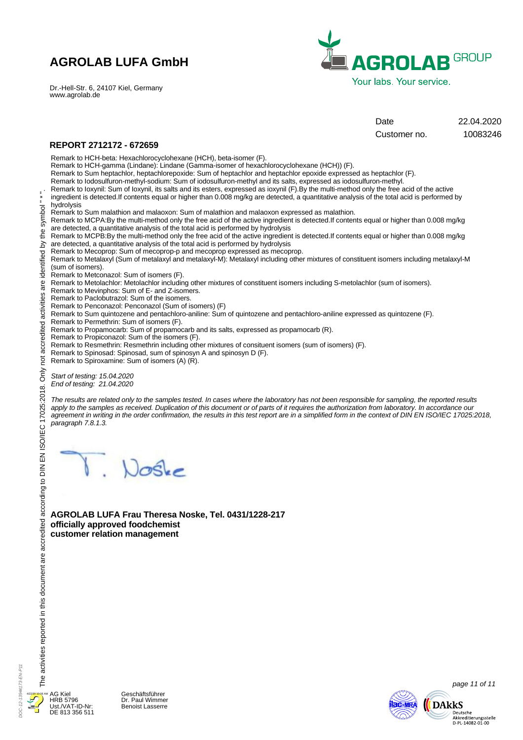# AGROLAB LUFA GmbH

Dr.-Hell-Str. 6, 24107 Kiel, Germany
www.agrolab.de

| | |
|---|---|
| Date | 22.04.2020 |
| Customer no. | 10083246 |

## REPORT 2712172 - 672659

Remark to HCH-beta: Hexachlorocyclohexane (HCH), beta-isomer (F).
Remark to HCH-gamma (Lindane): Lindane (Gamma-isomer of hexachlorocyclohexane (HCH)) (F).
Remark to Sum heptachlor, heptachlorepoxide: Sum of heptachlor and heptachlor epoxide expressed as heptachlor (F).
Remark to Iodosulfuron-methyl-sodium: Sum of iodosulfuron-methyl and its salts, expressed as iodosulfuron-methyl.
Remark to Ioxynil: Sum of Ioxynil, its salts and its esters, expressed as ioxynil (F).By the multi-method only the free acid of the active ingredient is detected.If contents equal or higher than 0.008 mg/kg are detected, a quantitative analysis of the total acid is performed by hydrolysis
Remark to Sum malathion and malaoxon: Sum of malathion and malaoxon expressed as malathion.
Remark to MCPA:By the multi-method only the free acid of the active ingredient is detected.If contents equal or higher than 0.008 mg/kg are detected, a quantitative analysis of the total acid is performed by hydrolysis
Remark to MCPB:By the multi-method only the free acid of the active ingredient is detected.If contents equal or higher than 0.008 mg/kg are detected, a quantitative analysis of the total acid is performed by hydrolysis
Remark to Mecoprop: Sum of mecoprop-p and mecoprop expressed as mecoprop.
Remark to Metalaxyl (Sum of metalaxyl and metalaxyl-M): Metalaxyl including other mixtures of constituent isomers including metalaxyl-M (sum of isomers).
Remark to Metconazol: Sum of isomers (F).
Remark to Metolachlor: Metolachlor including other mixtures of constituent isomers including S-metolachlor (sum of isomers).
Remark to Mevinphos: Sum of E- and Z-isomers.
Remark to Paclobutrazol: Sum of the isomers.
Remark to Penconazol: Penconazol (Sum of isomers) (F)
Remark to Sum quintozene and pentachloro-aniline: Sum of quintozene and pentachloro-aniline expressed as quintozene (F).
Remark to Permethrin: Sum of isomers (F).
Remark to Propamocarb: Sum of propamocarb and its salts, expressed as propamocarb (R).
Remark to Propiconazol: Sum of the isomers (F).
Remark to Resmethrin: Resmethrin including other mixtures of consituent isomers (sum of isomers) (F).
Remark to Spinosad: Spinosad, sum of spinosyn A and spinosyn D (F).
Remark to Spiroxamine: Sum of isomers (A) (R).

*Start of testing: 15.04.2020*
*End of testing: 21.04.2020*

*The results are related only to the samples tested. In cases where the laboratory has not been responsible for sampling, the reported results apply to the samples as received. Duplication of this document or of parts of it requires the authorization from laboratory. In accordance our agreement in writing in the order confirmation, the results in this test report are in a simplified form in the context of DIN EN ISO/IEC 17025:2018, paragraph 7.8.1.3.*

T. Noske

**AGROLAB LUFA Frau Theresa Noske, Tel. 0431/1228-217**
**officially approved foodchemist**
**customer relation management**

The activities reported in this document are accredited according to DIN EN ISO/IEC 17025:2018. Only not accredited activities are identified by the symbol " * ".

AG Kiel
HRB 5796
Ust./VAT-ID-Nr:
DE 813 356 511

Geschäftsführer
Dr. Paul Wimmer
Benoist Lasserre

DAkkS Deutsche Akkreditierungsstelle D-PL-14082-01-00